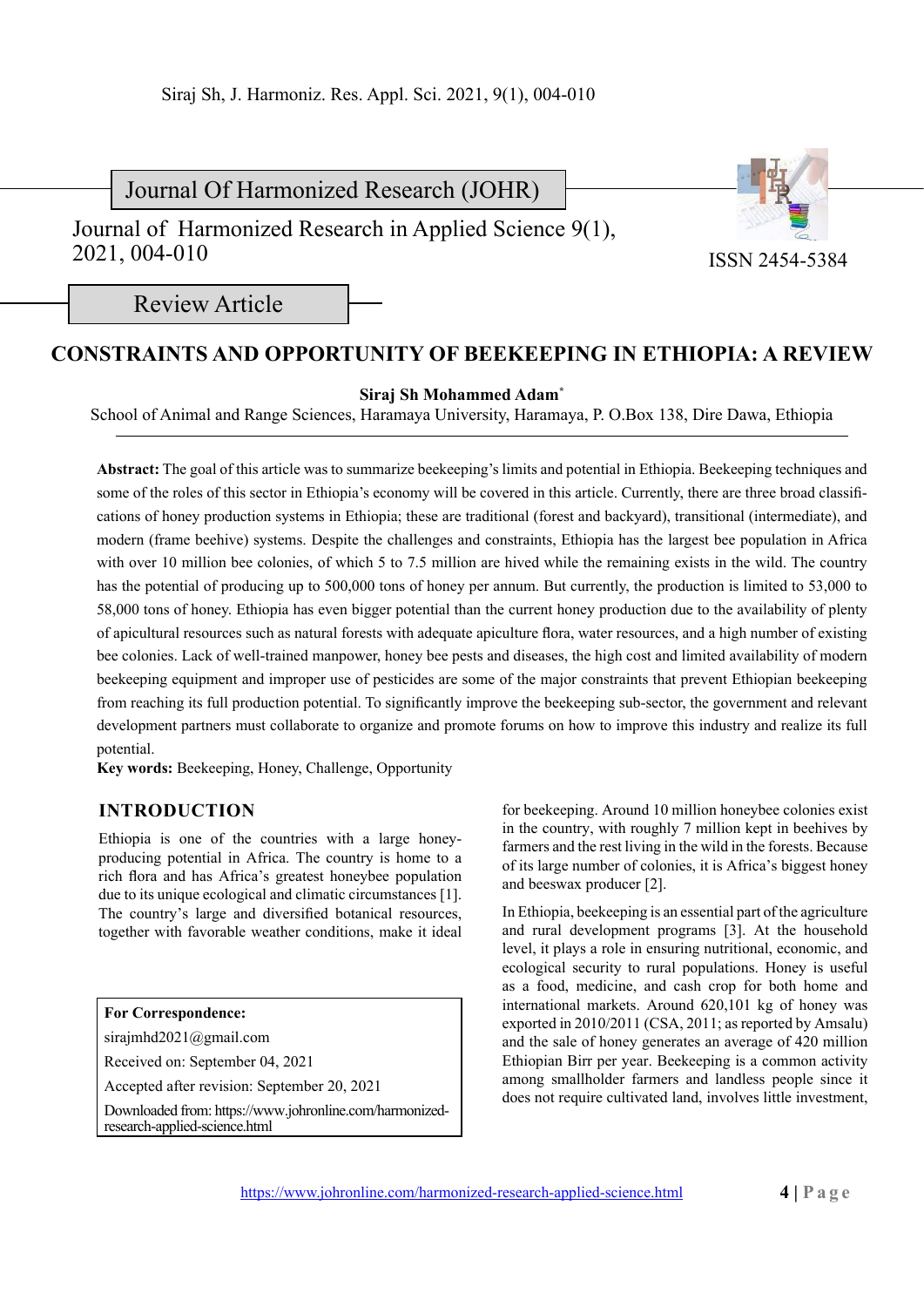Journal Of Harmonized Research (JOHR)

Journal of Harmonized Research in Applied Science 9(1), 2021, 004-010

ISSN 2454-5384

Review Article

# CONSTRAINTS AND OPPORTUNITY OF BEEKEEPING IN ETHIOPIA: A REVIEW

**Siraj Sh Mohammed Adam***

School of Animal and Range Sciences, Haramaya University, Haramaya, P. O.Box 138, Dire Dawa, Ethiopia

**Abstract:** The goal of this article was to summarize beekeeping's limits and potential in Ethiopia. Beekeeping techniques and some of the roles of this sector in Ethiopia's economy will be covered in this article. Currently, there are three broad classifications of honey production systems in Ethiopia; these are traditional (forest and backyard), transitional (intermediate), and modern (frame beehive) systems. Despite the challenges and constraints, Ethiopia has the largest bee population in Africa with over 10 million bee colonies, of which 5 to 7.5 million are hived while the remaining exists in the wild. The country has the potential of producing up to 500,000 tons of honey per annum. But currently, the production is limited to 53,000 to 58,000 tons of honey. Ethiopia has even bigger potential than the current honey production due to the availability of plenty of apicultural resources such as natural forests with adequate apiculture flora, water resources, and a high number of existing bee colonies. Lack of well-trained manpower, honey bee pests and diseases, the high cost and limited availability of modern beekeeping equipment and improper use of pesticides are some of the major constraints that prevent Ethiopian beekeeping from reaching its full production potential. To significantly improve the beekeeping sub-sector, the government and relevant development partners must collaborate to organize and promote forums on how to improve this industry and realize its full potential.

**Key words:** Beekeeping, Honey, Challenge, Opportunity

## INTRODUCTION

Ethiopia is one of the countries with a large honey-producing potential in Africa. The country is home to a rich flora and has Africa's greatest honeybee population due to its unique ecological and climatic circumstances [1]. The country's large and diversified botanical resources, together with favorable weather conditions, make it ideal for beekeeping. Around 10 million honeybee colonies exist in the country, with roughly 7 million kept in beehives by farmers and the rest living in the wild in the forests. Because of its large number of colonies, it is Africa's biggest honey and beeswax producer [2].

In Ethiopia, beekeeping is an essential part of the agriculture and rural development programs [3]. At the household level, it plays a role in ensuring nutritional, economic, and ecological security to rural populations. Honey is useful as a food, medicine, and cash crop for both home and international markets. Around 620,101 kg of honey was exported in 2010/2011 (CSA, 2011; as reported by Amsalu) and the sale of honey generates an average of 420 million Ethiopian Birr per year. Beekeeping is a common activity among smallholder farmers and landless people since it does not require cultivated land, involves little investment,

**For Correspondence:**
sirajmhd2021@gmail.com
Received on: September 04, 2021
Accepted after revision: September 20, 2021
Downloaded from: https://www.johronline.com/harmonized-research-applied-science.html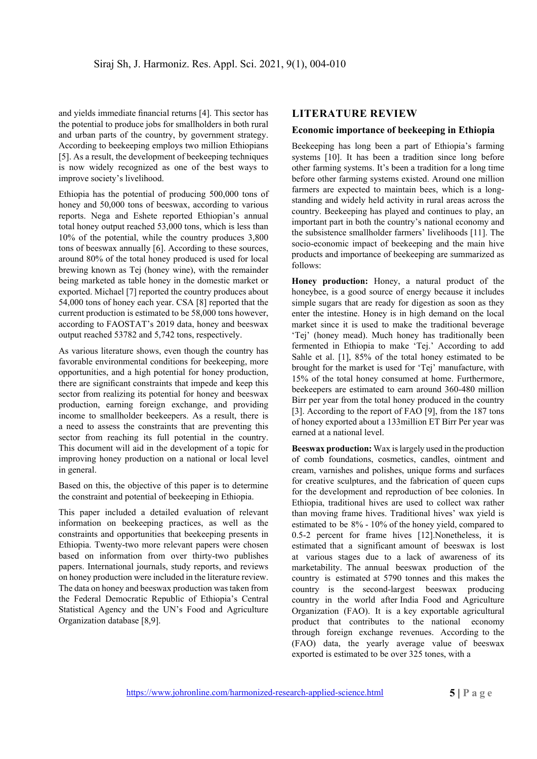and yields immediate financial returns [4]. This sector has the potential to produce jobs for smallholders in both rural and urban parts of the country, by government strategy. According to beekeeping employs two million Ethiopians [5]. As a result, the development of beekeeping techniques is now widely recognized as one of the best ways to improve society's livelihood.

Ethiopia has the potential of producing 500,000 tons of honey and 50,000 tons of beeswax, according to various reports. Nega and Eshete reported Ethiopian's annual total honey output reached 53,000 tons, which is less than 10% of the potential, while the country produces 3,800 tons of beeswax annually [6]. According to these sources, around 80% of the total honey produced is used for local brewing known as Tej (honey wine), with the remainder being marketed as table honey in the domestic market or exported. Michael [7] reported the country produces about 54,000 tons of honey each year. CSA [8] reported that the current production is estimated to be 58,000 tons however, according to FAOSTAT's 2019 data, honey and beeswax output reached 53782 and 5,742 tons, respectively.

As various literature shows, even though the country has favorable environmental conditions for beekeeping, more opportunities, and a high potential for honey production, there are significant constraints that impede and keep this sector from realizing its potential for honey and beeswax production, earning foreign exchange, and providing income to smallholder beekeepers. As a result, there is a need to assess the constraints that are preventing this sector from reaching its full potential in the country. This document will aid in the development of a topic for improving honey production on a national or local level in general.

Based on this, the objective of this paper is to determine the constraint and potential of beekeeping in Ethiopia.

This paper included a detailed evaluation of relevant information on beekeeping practices, as well as the constraints and opportunities that beekeeping presents in Ethiopia. Twenty-two more relevant papers were chosen based on information from over thirty-two publishes papers. International journals, study reports, and reviews on honey production were included in the literature review. The data on honey and beeswax production was taken from the Federal Democratic Republic of Ethiopia's Central Statistical Agency and the UN's Food and Agriculture Organization database [8,9].

## LITERATURE REVIEW

### Economic importance of beekeeping in Ethiopia

Beekeeping has long been a part of Ethiopia's farming systems [10]. It has been a tradition since long before other farming systems. It's been a tradition for a long time before other farming systems existed. Around one million farmers are expected to maintain bees, which is a long-standing and widely held activity in rural areas across the country. Beekeeping has played and continues to play, an important part in both the country's national economy and the subsistence smallholder farmers' livelihoods [11]. The socio-economic impact of beekeeping and the main hive products and importance of beekeeping are summarized as follows:

**Honey production:** Honey, a natural product of the honeybee, is a good source of energy because it includes simple sugars that are ready for digestion as soon as they enter the intestine. Honey is in high demand on the local market since it is used to make the traditional beverage 'Tej' (honey mead). Much honey has traditionally been fermented in Ethiopia to make 'Tej.' According to add Sahle et al. [1], 85% of the total honey estimated to be brought for the market is used for 'Tej' manufacture, with 15% of the total honey consumed at home. Furthermore, beekeepers are estimated to earn around 360-480 million Birr per year from the total honey produced in the country [3]. According to the report of FAO [9], from the 187 tons of honey exported about a 133million ET Birr Per year was earned at a national level.

**Beeswax production:** Wax is largely used in the production of comb foundations, cosmetics, candles, ointment and cream, varnishes and polishes, unique forms and surfaces for creative sculptures, and the fabrication of queen cups for the development and reproduction of bee colonies. In Ethiopia, traditional hives are used to collect wax rather than moving frame hives. Traditional hives' wax yield is estimated to be 8% - 10% of the honey yield, compared to 0.5-2 percent for frame hives [12].Nonetheless, it is estimated that a significant amount of beeswax is lost at various stages due to a lack of awareness of its marketability. The annual beeswax production of the country is estimated at 5790 tonnes and this makes the country is the second-largest beeswax producing country in the world after India Food and Agriculture Organization (FAO). It is a key exportable agricultural product that contributes to the national economy through foreign exchange revenues. According to the (FAO) data, the yearly average value of beeswax exported is estimated to be over 325 tones, with a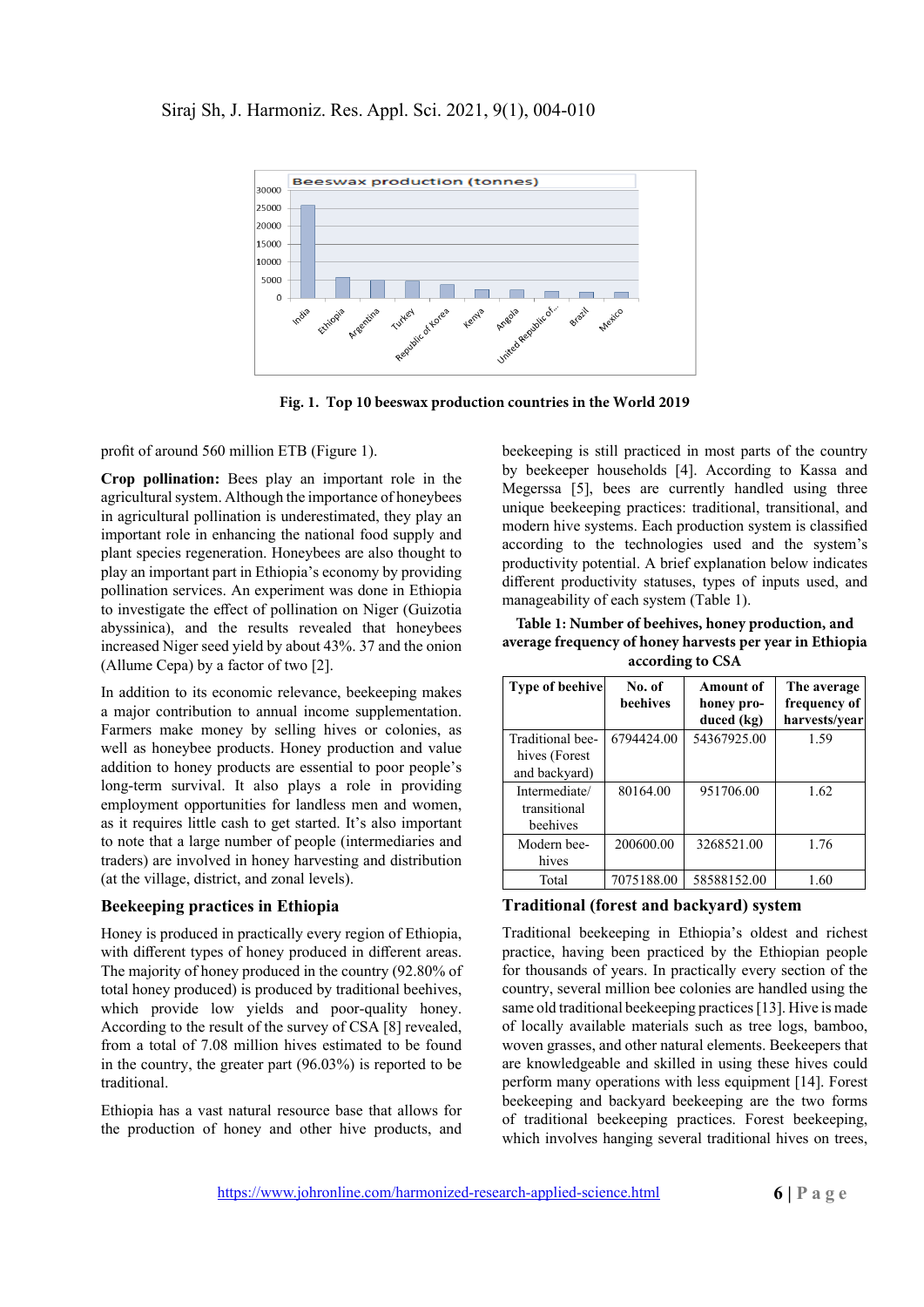Fig. 1. Top 10 beeswax production countries in the World 2019

profit of around 560 million ETB (Figure 1).

**Crop pollination:** Bees play an important role in the agricultural system. Although the importance of honeybees in agricultural pollination is underestimated, they play an important role in enhancing the national food supply and plant species regeneration. Honeybees are also thought to play an important part in Ethiopia's economy by providing pollination services. An experiment was done in Ethiopia to investigate the effect of pollination on Niger (Guizotia abyssinica), and the results revealed that honeybees increased Niger seed yield by about 43%. 37 and the onion (Allume Cepa) by a factor of two [2].

In addition to its economic relevance, beekeeping makes a major contribution to annual income supplementation. Farmers make money by selling hives or colonies, as well as honeybee products. Honey production and value addition to honey products are essential to poor people's long-term survival. It also plays a role in providing employment opportunities for landless men and women, as it requires little cash to get started. It's also important to note that a large number of people (intermediaries and traders) are involved in honey harvesting and distribution (at the village, district, and zonal levels).

## Beekeeping practices in Ethiopia

Honey is produced in practically every region of Ethiopia, with different types of honey produced in different areas. The majority of honey produced in the country (92.80% of total honey produced) is produced by traditional beehives, which provide low yields and poor-quality honey. According to the result of the survey of CSA [8] revealed, from a total of 7.08 million hives estimated to be found in the country, the greater part (96.03%) is reported to be traditional.

Ethiopia has a vast natural resource base that allows for the production of honey and other hive products, and beekeeping is still practiced in most parts of the country by beekeeper households [4]. According to Kassa and Megerssa [5], bees are currently handled using three unique beekeeping practices: traditional, transitional, and modern hive systems. Each production system is classified according to the technologies used and the system's productivity potential. A brief explanation below indicates different productivity statuses, types of inputs used, and manageability of each system (Table 1).

**Table 1: Number of beehives, honey production, and average frequency of honey harvests per year in Ethiopia according to CSA**

| Type of beehive | No. of beehives | Amount of honey produced (kg) | The average frequency of harvests/year |
|---|---|---|---|
| Traditional beehives (Forest and backyard) | 6794424.00 | 54367925.00 | 1.59 |
| Intermediate/ transitional beehives | 80164.00 | 951706.00 | 1.62 |
| Modern beehives | 200600.00 | 3268521.00 | 1.76 |
| Total | 7075188.00 | 58588152.00 | 1.60 |

## Traditional (forest and backyard) system

Traditional beekeeping in Ethiopia's oldest and richest practice, having been practiced by the Ethiopian people for thousands of years. In practically every section of the country, several million bee colonies are handled using the same old traditional beekeeping practices [13]. Hive is made of locally available materials such as tree logs, bamboo, woven grasses, and other natural elements. Beekeepers that are knowledgeable and skilled in using these hives could perform many operations with less equipment [14]. Forest beekeeping and backyard beekeeping are the two forms of traditional beekeeping practices. Forest beekeeping, which involves hanging several traditional hives on trees,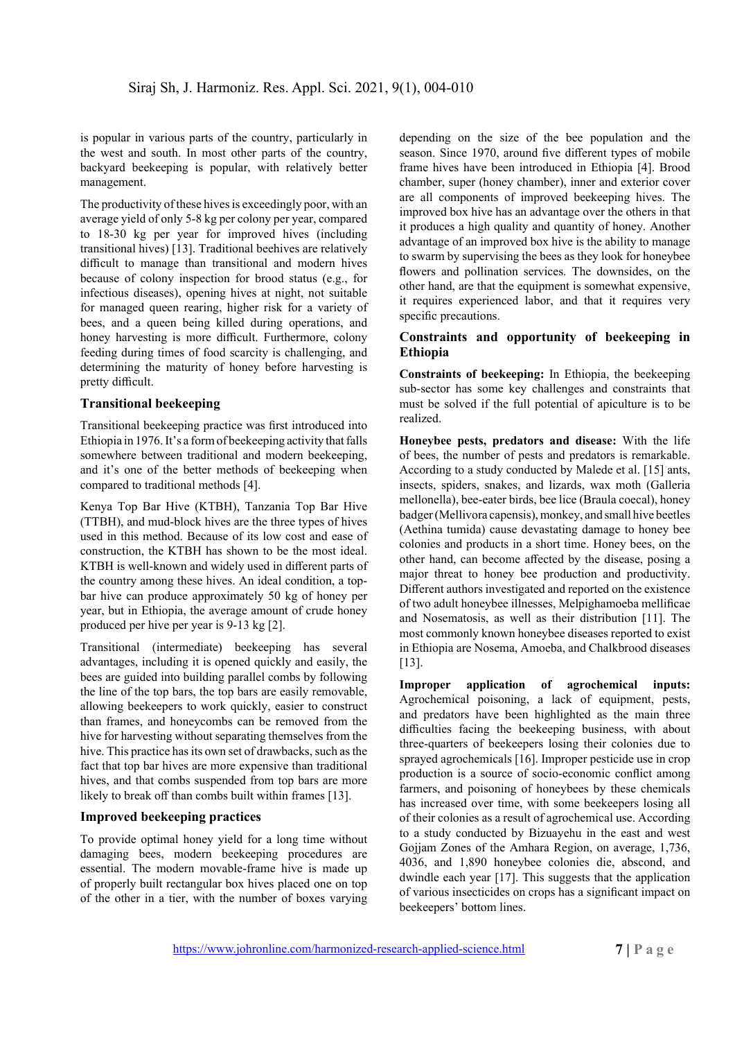is popular in various parts of the country, particularly in the west and south. In most other parts of the country, backyard beekeeping is popular, with relatively better management.

The productivity of these hives is exceedingly poor, with an average yield of only 5-8 kg per colony per year, compared to 18-30 kg per year for improved hives (including transitional hives) [13]. Traditional beehives are relatively difficult to manage than transitional and modern hives because of colony inspection for brood status (e.g., for infectious diseases), opening hives at night, not suitable for managed queen rearing, higher risk for a variety of bees, and a queen being killed during operations, and honey harvesting is more difficult. Furthermore, colony feeding during times of food scarcity is challenging, and determining the maturity of honey before harvesting is pretty difficult.

### Transitional beekeeping

Transitional beekeeping practice was first introduced into Ethiopia in 1976. It's a form of beekeeping activity that falls somewhere between traditional and modern beekeeping, and it's one of the better methods of beekeeping when compared to traditional methods [4].

Kenya Top Bar Hive (KTBH), Tanzania Top Bar Hive (TTBH), and mud-block hives are the three types of hives used in this method. Because of its low cost and ease of construction, the KTBH has shown to be the most ideal. KTBH is well-known and widely used in different parts of the country among these hives. An ideal condition, a top-bar hive can produce approximately 50 kg of honey per year, but in Ethiopia, the average amount of crude honey produced per hive per year is 9-13 kg [2].

Transitional (intermediate) beekeeping has several advantages, including it is opened quickly and easily, the bees are guided into building parallel combs by following the line of the top bars, the top bars are easily removable, allowing beekeepers to work quickly, easier to construct than frames, and honeycombs can be removed from the hive for harvesting without separating themselves from the hive. This practice has its own set of drawbacks, such as the fact that top bar hives are more expensive than traditional hives, and that combs suspended from top bars are more likely to break off than combs built within frames [13].

### Improved beekeeping practices

To provide optimal honey yield for a long time without damaging bees, modern beekeeping procedures are essential. The modern movable-frame hive is made up of properly built rectangular box hives placed one on top of the other in a tier, with the number of boxes varying depending on the size of the bee population and the season. Since 1970, around five different types of mobile frame hives have been introduced in Ethiopia [4]. Brood chamber, super (honey chamber), inner and exterior cover are all components of improved beekeeping hives. The improved box hive has an advantage over the others in that it produces a high quality and quantity of honey. Another advantage of an improved box hive is the ability to manage to swarm by supervising the bees as they look for honeybee flowers and pollination services. The downsides, on the other hand, are that the equipment is somewhat expensive, it requires experienced labor, and that it requires very specific precautions.

## Constraints and opportunity of beekeeping in Ethiopia

**Constraints of beekeeping:** In Ethiopia, the beekeeping sub-sector has some key challenges and constraints that must be solved if the full potential of apiculture is to be realized.

**Honeybee pests, predators and disease:** With the life of bees, the number of pests and predators is remarkable. According to a study conducted by Malede et al. [15] ants, insects, spiders, snakes, and lizards, wax moth (Galleria mellonella), bee-eater birds, bee lice (Braula coecal), honey badger (Mellivora capensis), monkey, and small hive beetles (Aethina tumida) cause devastating damage to honey bee colonies and products in a short time. Honey bees, on the other hand, can become affected by the disease, posing a major threat to honey bee production and productivity. Different authors investigated and reported on the existence of two adult honeybee illnesses, Melpighamoeba mellificae and Nosematosis, as well as their distribution [11]. The most commonly known honeybee diseases reported to exist in Ethiopia are Nosema, Amoeba, and Chalkbrood diseases [13].

**Improper application of agrochemical inputs:** Agrochemical poisoning, a lack of equipment, pests, and predators have been highlighted as the main three difficulties facing the beekeeping business, with about three-quarters of beekeepers losing their colonies due to sprayed agrochemicals [16]. Improper pesticide use in crop production is a source of socio-economic conflict among farmers, and poisoning of honeybees by these chemicals has increased over time, with some beekeepers losing all of their colonies as a result of agrochemical use. According to a study conducted by Bizuayehu in the east and west Gojjam Zones of the Amhara Region, on average, 1,736, 4036, and 1,890 honeybee colonies die, abscond, and dwindle each year [17]. This suggests that the application of various insecticides on crops has a significant impact on beekeepers' bottom lines.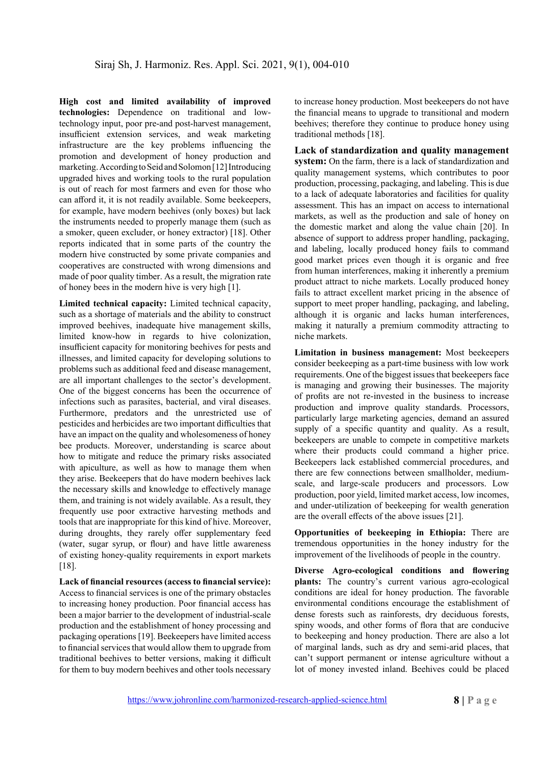**High cost and limited availability of improved technologies:** Dependence on traditional and low-technology input, poor pre-and post-harvest management, insufficient extension services, and weak marketing infrastructure are the key problems influencing the promotion and development of honey production and marketing. According to Seid and Solomon [12] Introducing upgraded hives and working tools to the rural population is out of reach for most farmers and even for those who can afford it, it is not readily available. Some beekeepers, for example, have modern beehives (only boxes) but lack the instruments needed to properly manage them (such as a smoker, queen excluder, or honey extractor) [18]. Other reports indicated that in some parts of the country the modern hive constructed by some private companies and cooperatives are constructed with wrong dimensions and made of poor quality timber. As a result, the migration rate of honey bees in the modern hive is very high [1].

**Limited technical capacity:** Limited technical capacity, such as a shortage of materials and the ability to construct improved beehives, inadequate hive management skills, limited know-how in regards to hive colonization, insufficient capacity for monitoring beehives for pests and illnesses, and limited capacity for developing solutions to problems such as additional feed and disease management, are all important challenges to the sector's development. One of the biggest concerns has been the occurrence of infections such as parasites, bacterial, and viral diseases. Furthermore, predators and the unrestricted use of pesticides and herbicides are two important difficulties that have an impact on the quality and wholesomeness of honey bee products. Moreover, understanding is scarce about how to mitigate and reduce the primary risks associated with apiculture, as well as how to manage them when they arise. Beekeepers that do have modern beehives lack the necessary skills and knowledge to effectively manage them, and training is not widely available. As a result, they frequently use poor extractive harvesting methods and tools that are inappropriate for this kind of hive. Moreover, during droughts, they rarely offer supplementary feed (water, sugar syrup, or flour) and have little awareness of existing honey-quality requirements in export markets [18].

**Lack of financial resources (access to financial service):** Access to financial services is one of the primary obstacles to increasing honey production. Poor financial access has been a major barrier to the development of industrial-scale production and the establishment of honey processing and packaging operations [19]. Beekeepers have limited access to financial services that would allow them to upgrade from traditional beehives to better versions, making it difficult for them to buy modern beehives and other tools necessary to increase honey production. Most beekeepers do not have the financial means to upgrade to transitional and modern beehives; therefore they continue to produce honey using traditional methods [18].

**Lack of standardization and quality management system:** On the farm, there is a lack of standardization and quality management systems, which contributes to poor production, processing, packaging, and labeling. This is due to a lack of adequate laboratories and facilities for quality assessment. This has an impact on access to international markets, as well as the production and sale of honey on the domestic market and along the value chain [20]. In absence of support to address proper handling, packaging, and labeling, locally produced honey fails to command good market prices even though it is organic and free from human interferences, making it inherently a premium product attract to niche markets. Locally produced honey fails to attract excellent market pricing in the absence of support to meet proper handling, packaging, and labeling, although it is organic and lacks human interferences, making it naturally a premium commodity attracting to niche markets.

**Limitation in business management:** Most beekeepers consider beekeeping as a part-time business with low work requirements. One of the biggest issues that beekeepers face is managing and growing their businesses. The majority of profits are not re-invested in the business to increase production and improve quality standards. Processors, particularly large marketing agencies, demand an assured supply of a specific quantity and quality. As a result, beekeepers are unable to compete in competitive markets where their products could command a higher price. Beekeepers lack established commercial procedures, and there are few connections between smallholder, medium-scale, and large-scale producers and processors. Low production, poor yield, limited market access, low incomes, and under-utilization of beekeeping for wealth generation are the overall effects of the above issues [21].

**Opportunities of beekeeping in Ethiopia:** There are tremendous opportunities in the honey industry for the improvement of the livelihoods of people in the country.

**Diverse Agro-ecological conditions and flowering plants:** The country's current various agro-ecological conditions are ideal for honey production. The favorable environmental conditions encourage the establishment of dense forests such as rainforests, dry deciduous forests, spiny woods, and other forms of flora that are conducive to beekeeping and honey production. There are also a lot of marginal lands, such as dry and semi-arid places, that can't support permanent or intense agriculture without a lot of money invested inland. Beehives could be placed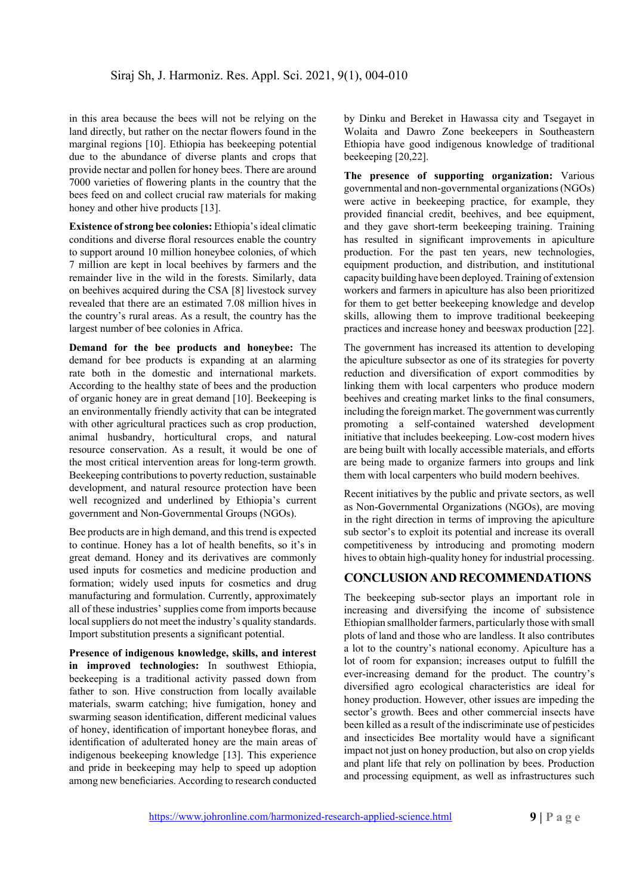in this area because the bees will not be relying on the land directly, but rather on the nectar flowers found in the marginal regions [10]. Ethiopia has beekeeping potential due to the abundance of diverse plants and crops that provide nectar and pollen for honey bees. There are around 7000 varieties of flowering plants in the country that the bees feed on and collect crucial raw materials for making honey and other hive products [13].

**Existence of strong bee colonies:** Ethiopia's ideal climatic conditions and diverse floral resources enable the country to support around 10 million honeybee colonies, of which 7 million are kept in local beehives by farmers and the remainder live in the wild in the forests. Similarly, data on beehives acquired during the CSA [8] livestock survey revealed that there are an estimated 7.08 million hives in the country's rural areas. As a result, the country has the largest number of bee colonies in Africa.

**Demand for the bee products and honeybee:** The demand for bee products is expanding at an alarming rate both in the domestic and international markets. According to the healthy state of bees and the production of organic honey are in great demand [10]. Beekeeping is an environmentally friendly activity that can be integrated with other agricultural practices such as crop production, animal husbandry, horticultural crops, and natural resource conservation. As a result, it would be one of the most critical intervention areas for long-term growth. Beekeeping contributions to poverty reduction, sustainable development, and natural resource protection have been well recognized and underlined by Ethiopia's current government and Non-Governmental Groups (NGOs).

Bee products are in high demand, and this trend is expected to continue. Honey has a lot of health benefits, so it's in great demand. Honey and its derivatives are commonly used inputs for cosmetics and medicine production and formation; widely used inputs for cosmetics and drug manufacturing and formulation. Currently, approximately all of these industries' supplies come from imports because local suppliers do not meet the industry's quality standards. Import substitution presents a significant potential.

**Presence of indigenous knowledge, skills, and interest in improved technologies:** In southwest Ethiopia, beekeeping is a traditional activity passed down from father to son. Hive construction from locally available materials, swarm catching; hive fumigation, honey and swarming season identification, different medicinal values of honey, identification of important honeybee floras, and identification of adulterated honey are the main areas of indigenous beekeeping knowledge [13]. This experience and pride in beekeeping may help to speed up adoption among new beneficiaries. According to research conducted by Dinku and Bereket in Hawassa city and Tsegayet in Wolaita and Dawro Zone beekeepers in Southeastern Ethiopia have good indigenous knowledge of traditional beekeeping [20,22].

**The presence of supporting organization:** Various governmental and non-governmental organizations (NGOs) were active in beekeeping practice, for example, they provided financial credit, beehives, and bee equipment, and they gave short-term beekeeping training. Training has resulted in significant improvements in apiculture production. For the past ten years, new technologies, equipment production, and distribution, and institutional capacity building have been deployed. Training of extension workers and farmers in apiculture has also been prioritized for them to get better beekeeping knowledge and develop skills, allowing them to improve traditional beekeeping practices and increase honey and beeswax production [22].

The government has increased its attention to developing the apiculture subsector as one of its strategies for poverty reduction and diversification of export commodities by linking them with local carpenters who produce modern beehives and creating market links to the final consumers, including the foreign market. The government was currently promoting a self-contained watershed development initiative that includes beekeeping. Low-cost modern hives are being built with locally accessible materials, and efforts are being made to organize farmers into groups and link them with local carpenters who build modern beehives.

Recent initiatives by the public and private sectors, as well as Non-Governmental Organizations (NGOs), are moving in the right direction in terms of improving the apiculture sub sector's to exploit its potential and increase its overall competitiveness by introducing and promoting modern hives to obtain high-quality honey for industrial processing.

## CONCLUSION AND RECOMMENDATIONS

The beekeeping sub-sector plays an important role in increasing and diversifying the income of subsistence Ethiopian smallholder farmers, particularly those with small plots of land and those who are landless. It also contributes a lot to the country's national economy. Apiculture has a lot of room for expansion; increases output to fulfill the ever-increasing demand for the product. The country's diversified agro ecological characteristics are ideal for honey production. However, other issues are impeding the sector's growth. Bees and other commercial insects have been killed as a result of the indiscriminate use of pesticides and insecticides Bee mortality would have a significant impact not just on honey production, but also on crop yields and plant life that rely on pollination by bees. Production and processing equipment, as well as infrastructures such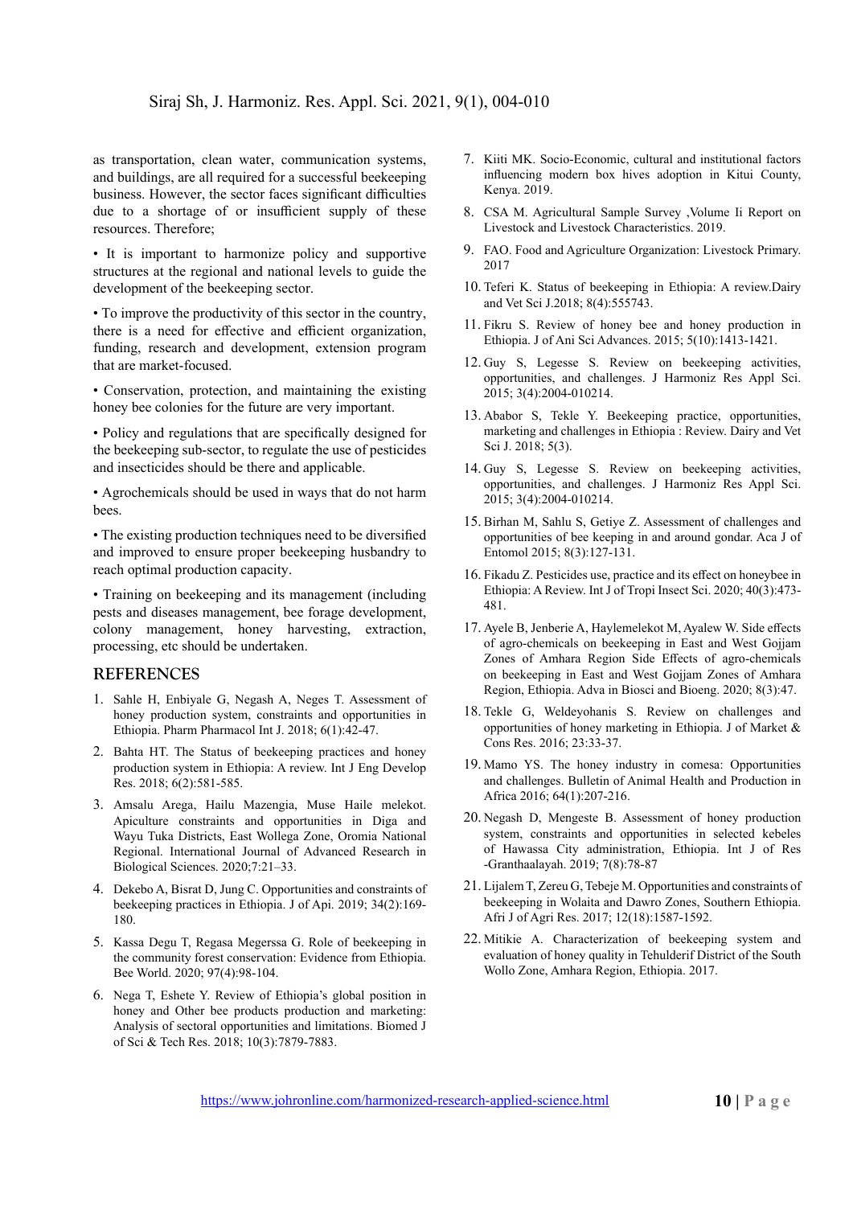as transportation, clean water, communication systems, and buildings, are all required for a successful beekeeping business. However, the sector faces significant difficulties due to a shortage of or insufficient supply of these resources. Therefore;

- It is important to harmonize policy and supportive structures at the regional and national levels to guide the development of the beekeeping sector.
- To improve the productivity of this sector in the country, there is a need for effective and efficient organization, funding, research and development, extension program that are market-focused.
- Conservation, protection, and maintaining the existing honey bee colonies for the future are very important.
- Policy and regulations that are specifically designed for the beekeeping sub-sector, to regulate the use of pesticides and insecticides should be there and applicable.
- Agrochemicals should be used in ways that do not harm bees.
- The existing production techniques need to be diversified and improved to ensure proper beekeeping husbandry to reach optimal production capacity.
- Training on beekeeping and its management (including pests and diseases management, bee forage development, colony management, honey harvesting, extraction, processing, etc should be undertaken.

## REFERENCES

1. Sahle H, Enbiyale G, Negash A, Neges T. Assessment of honey production system, constraints and opportunities in Ethiopia. Pharm Pharmacol Int J. 2018; 6(1):42-47.
2. Bahta HT. The Status of beekeeping practices and honey production system in Ethiopia: A review. Int J Eng Develop Res. 2018; 6(2):581-585.
3. Amsalu Arega, Hailu Mazengia, Muse Haile melekot. Apiculture constraints and opportunities in Diga and Wayu Tuka Districts, East Wollega Zone, Oromia National Regional. International Journal of Advanced Research in Biological Sciences. 2020;7:21–33.
4. Dekebo A, Bisrat D, Jung C. Opportunities and constraints of beekeeping practices in Ethiopia. J of Api. 2019; 34(2):169-180.
5. Kassa Degu T, Regasa Megerssa G. Role of beekeeping in the community forest conservation: Evidence from Ethiopia. Bee World. 2020; 97(4):98-104.
6. Nega T, Eshete Y. Review of Ethiopia's global position in honey and Other bee products production and marketing: Analysis of sectoral opportunities and limitations. Biomed J of Sci & Tech Res. 2018; 10(3):7879-7883.
7. Kiiti MK. Socio-Economic, cultural and institutional factors influencing modern box hives adoption in Kitui County, Kenya. 2019.
8. CSA M. Agricultural Sample Survey ,Volume Ii Report on Livestock and Livestock Characteristics. 2019.
9. FAO. Food and Agriculture Organization: Livestock Primary. 2017
10. Teferi K. Status of beekeeping in Ethiopia: A review.Dairy and Vet Sci J.2018; 8(4):555743.
11. Fikru S. Review of honey bee and honey production in Ethiopia. J of Ani Sci Advances. 2015; 5(10):1413-1421.
12. Guy S, Legesse S. Review on beekeeping activities, opportunities, and challenges. J Harmoniz Res Appl Sci. 2015; 3(4):2004-010214.
13. Ababor S, Tekle Y. Beekeeping practice, opportunities, marketing and challenges in Ethiopia : Review. Dairy and Vet Sci J. 2018; 5(3).
14. Guy S, Legesse S. Review on beekeeping activities, opportunities, and challenges. J Harmoniz Res Appl Sci. 2015; 3(4):2004-010214.
15. Birhan M, Sahlu S, Getiye Z. Assessment of challenges and opportunities of bee keeping in and around gondar. Aca J of Entomol 2015; 8(3):127-131.
16. Fikadu Z. Pesticides use, practice and its effect on honeybee in Ethiopia: A Review. Int J of Tropi Insect Sci. 2020; 40(3):473-481.
17. Ayele B, Jenberie A, Haylemelekot M, Ayalew W. Side effects of agro-chemicals on beekeeping in East and West Gojjam Zones of Amhara Region Side Effects of agro-chemicals on beekeeping in East and West Gojjam Zones of Amhara Region, Ethiopia. Adva in Biosci and Bioeng. 2020; 8(3):47.
18. Tekle G, Weldeyohanis S. Review on challenges and opportunities of honey marketing in Ethiopia. J of Market & Cons Res. 2016; 23:33-37.
19. Mamo YS. The honey industry in comesa: Opportunities and challenges. Bulletin of Animal Health and Production in Africa 2016; 64(1):207-216.
20. Negash D, Mengeste B. Assessment of honey production system, constraints and opportunities in selected kebeles of Hawassa City administration, Ethiopia. Int J of Res -Granthaalayah. 2019; 7(8):78-87
21. Lijalem T, Zereu G, Tebeje M. Opportunities and constraints of beekeeping in Wolaita and Dawro Zones, Southern Ethiopia. Afri J of Agri Res. 2017; 12(18):1587-1592.
22. Mitikie A. Characterization of beekeeping system and evaluation of honey quality in Tehulderif District of the South Wollo Zone, Amhara Region, Ethiopia. 2017.